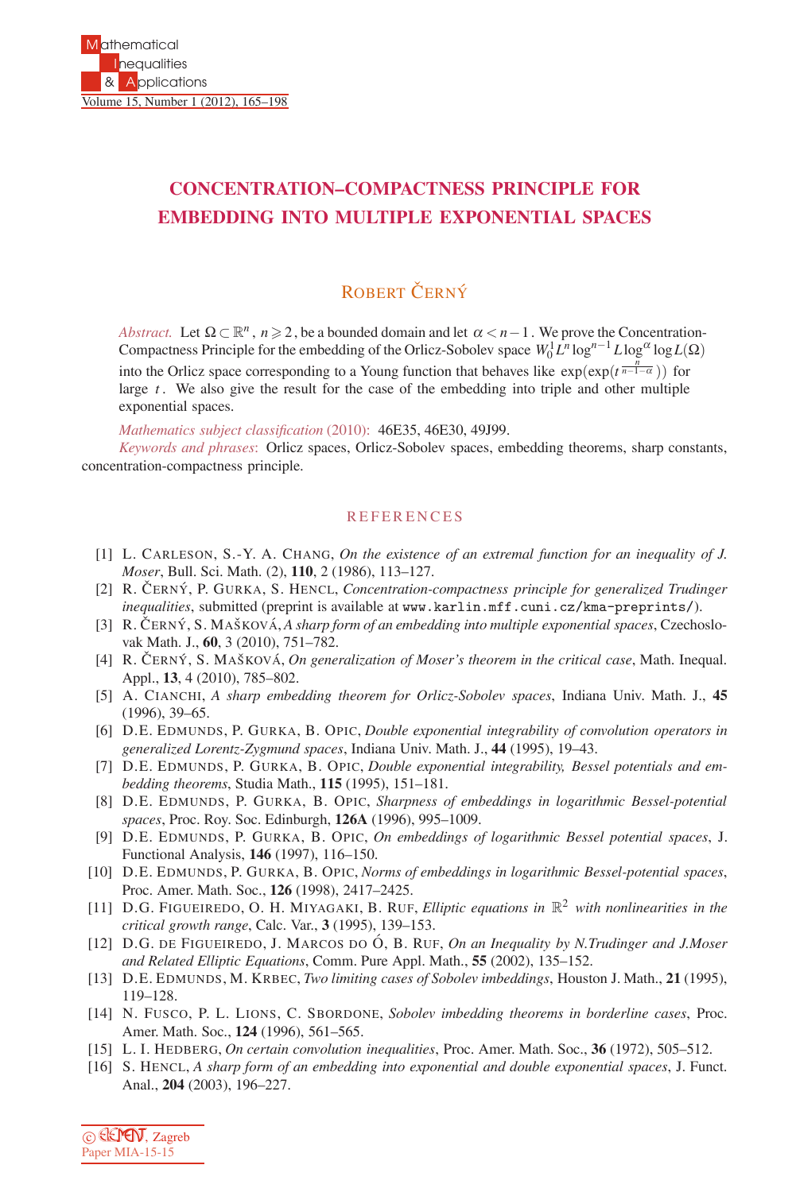# CONCENTRATION–COMPACTNESS PRINCIPLE FOR EMBEDDING INTO MULTIPLE EXPONENTIAL SPACES

ROBERT ČERNÝ

*Abstract.* Let $\Omega \subset \mathbb{R}^n$, $n \geqslant 2$, be a bounded domain and let $\alpha < n-1$. We prove the Concentration-Compactness Principle for the embedding of the Orlicz-Sobolev space $W_0^1 L^n \log^{n-1} L \log^{\alpha} \log L(\Omega)$ into the Orlicz space corresponding to a Young function that behaves like $\exp(\exp(t^{\frac{n}{n-1-\alpha}}))$ for large $t$. We also give the result for the case of the embedding into triple and other multiple exponential spaces.

*Mathematics subject classification* (2010): 46E35, 46E30, 49J99.

*Keywords and phrases*: Orlicz spaces, Orlicz-Sobolev spaces, embedding theorems, sharp constants, concentration-compactness principle.

## REFERENCES

[1] L. CARLESON, S.-Y. A. CHANG, *On the existence of an extremal function for an inequality of J. Moser*, Bull. Sci. Math. (2), **110**, 2 (1986), 113–127.

[2] R. ČERNÝ, P. GURKA, S. HENCL, *Concentration-compactness principle for generalized Trudinger inequalities*, submitted (preprint is available at www.karlin.mff.cuni.cz/kma-preprints/).

[3] R. ČERNÝ, S. MAŠKOVÁ, *A sharp form of an embedding into multiple exponential spaces*, Czechoslovak Math. J., **60**, 3 (2010), 751–782.

[4] R. ČERNÝ, S. MAŠKOVÁ, *On generalization of Moser's theorem in the critical case*, Math. Inequal. Appl., **13**, 4 (2010), 785–802.

[5] A. CIANCHI, *A sharp embedding theorem for Orlicz-Sobolev spaces*, Indiana Univ. Math. J., **45** (1996), 39–65.

[6] D.E. EDMUNDS, P. GURKA, B. OPIC, *Double exponential integrability of convolution operators in generalized Lorentz-Zygmund spaces*, Indiana Univ. Math. J., **44** (1995), 19–43.

[7] D.E. EDMUNDS, P. GURKA, B. OPIC, *Double exponential integrability, Bessel potentials and embedding theorems*, Studia Math., **115** (1995), 151–181.

[8] D.E. EDMUNDS, P. GURKA, B. OPIC, *Sharpness of embeddings in logarithmic Bessel-potential spaces*, Proc. Roy. Soc. Edinburgh, **126A** (1996), 995–1009.

[9] D.E. EDMUNDS, P. GURKA, B. OPIC, *On embeddings of logarithmic Bessel potential spaces*, J. Functional Analysis, **146** (1997), 116–150.

[10] D.E. EDMUNDS, P. GURKA, B. OPIC, *Norms of embeddings in logarithmic Bessel-potential spaces*, Proc. Amer. Math. Soc., **126** (1998), 2417–2425.

[11] D.G. FIGUEIREDO, O. H. MIYAGAKI, B. RUF, *Elliptic equations in $\mathbb{R}^2$ with nonlinearities in the critical growth range*, Calc. Var., **3** (1995), 139–153.

[12] D.G. DE FIGUEIREDO, J. MARCOS DO Ó, B. RUF, *On an Inequality by N.Trudinger and J.Moser and Related Elliptic Equations*, Comm. Pure Appl. Math., **55** (2002), 135–152.

[13] D.E. EDMUNDS, M. KRBEC, *Two limiting cases of Sobolev imbeddings*, Houston J. Math., **21** (1995), 119–128.

[14] N. FUSCO, P. L. LIONS, C. SBORDONE, *Sobolev imbedding theorems in borderline cases*, Proc. Amer. Math. Soc., **124** (1996), 561–565.

[15] L. I. HEDBERG, *On certain convolution inequalities*, Proc. Amer. Math. Soc., **36** (1972), 505–512.

[16] S. HENCL, *A sharp form of an embedding into exponential and double exponential spaces*, J. Funct. Anal., **204** (2003), 196–227.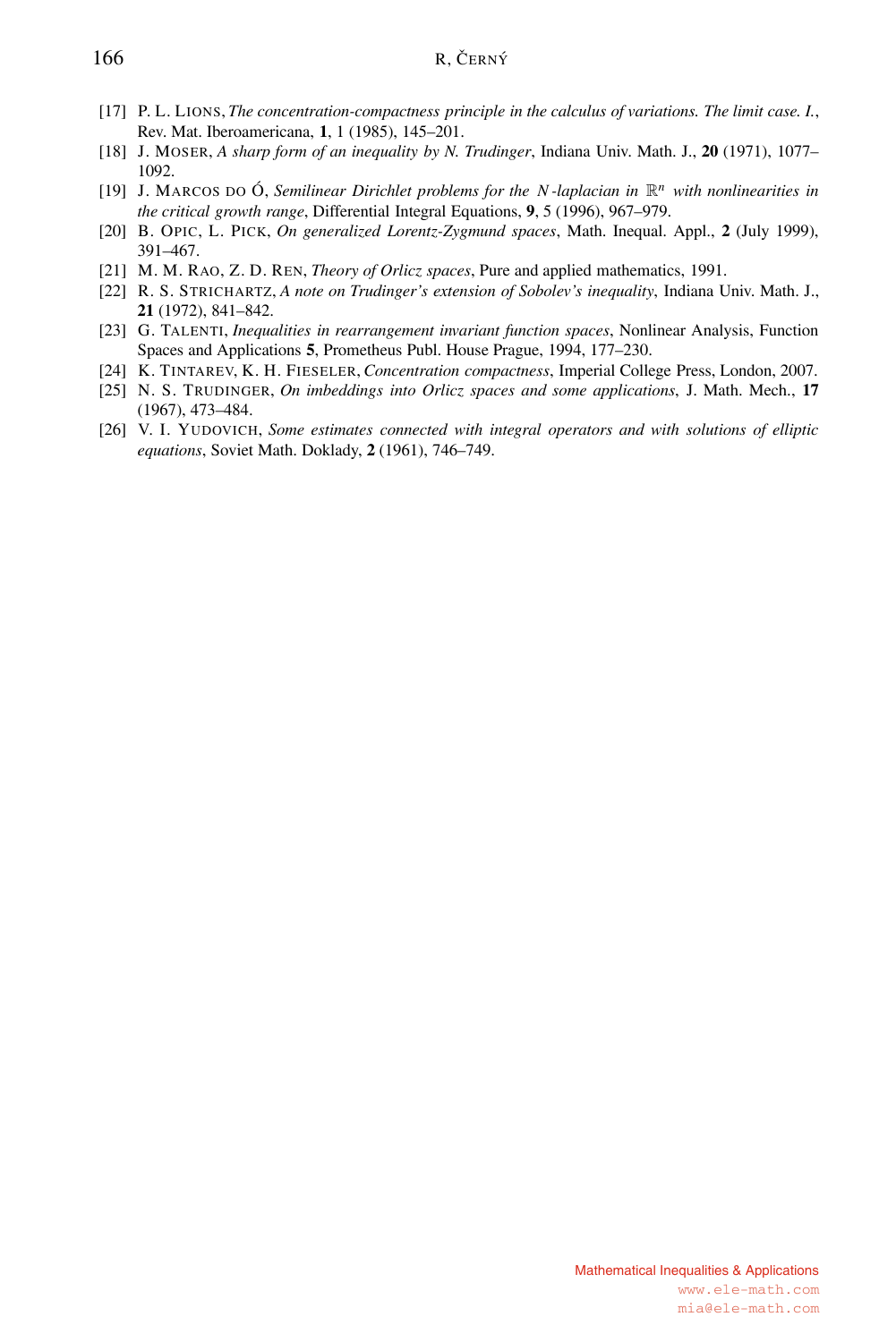[17] P. L. LIONS, *The concentration-compactness principle in the calculus of variations. The limit case. I.*, Rev. Mat. Iberoamericana, **1**, 1 (1985), 145–201.

[18] J. MOSER, *A sharp form of an inequality by N. Trudinger*, Indiana Univ. Math. J., **20** (1971), 1077–1092.

[19] J. MARCOS DO Ó, *Semilinear Dirichlet problems for the $N$-laplacian in $\mathbb{R}^n$ with nonlinearities in the critical growth range*, Differential Integral Equations, **9**, 5 (1996), 967–979.

[20] B. OPIC, L. PICK, *On generalized Lorentz-Zygmund spaces*, Math. Inequal. Appl., **2** (July 1999), 391–467.

[21] M. M. RAO, Z. D. REN, *Theory of Orlicz spaces*, Pure and applied mathematics, 1991.

[22] R. S. STRICHARTZ, *A note on Trudinger's extension of Sobolev's inequality*, Indiana Univ. Math. J., **21** (1972), 841–842.

[23] G. TALENTI, *Inequalities in rearrangement invariant function spaces*, Nonlinear Analysis, Function Spaces and Applications **5**, Prometheus Publ. House Prague, 1994, 177–230.

[24] K. TINTAREV, K. H. FIESELER, *Concentration compactness*, Imperial College Press, London, 2007.

[25] N. S. TRUDINGER, *On imbeddings into Orlicz spaces and some applications*, J. Math. Mech., **17** (1967), 473–484.

[26] V. I. YUDOVICH, *Some estimates connected with integral operators and with solutions of elliptic equations*, Soviet Math. Doklady, **2** (1961), 746–749.